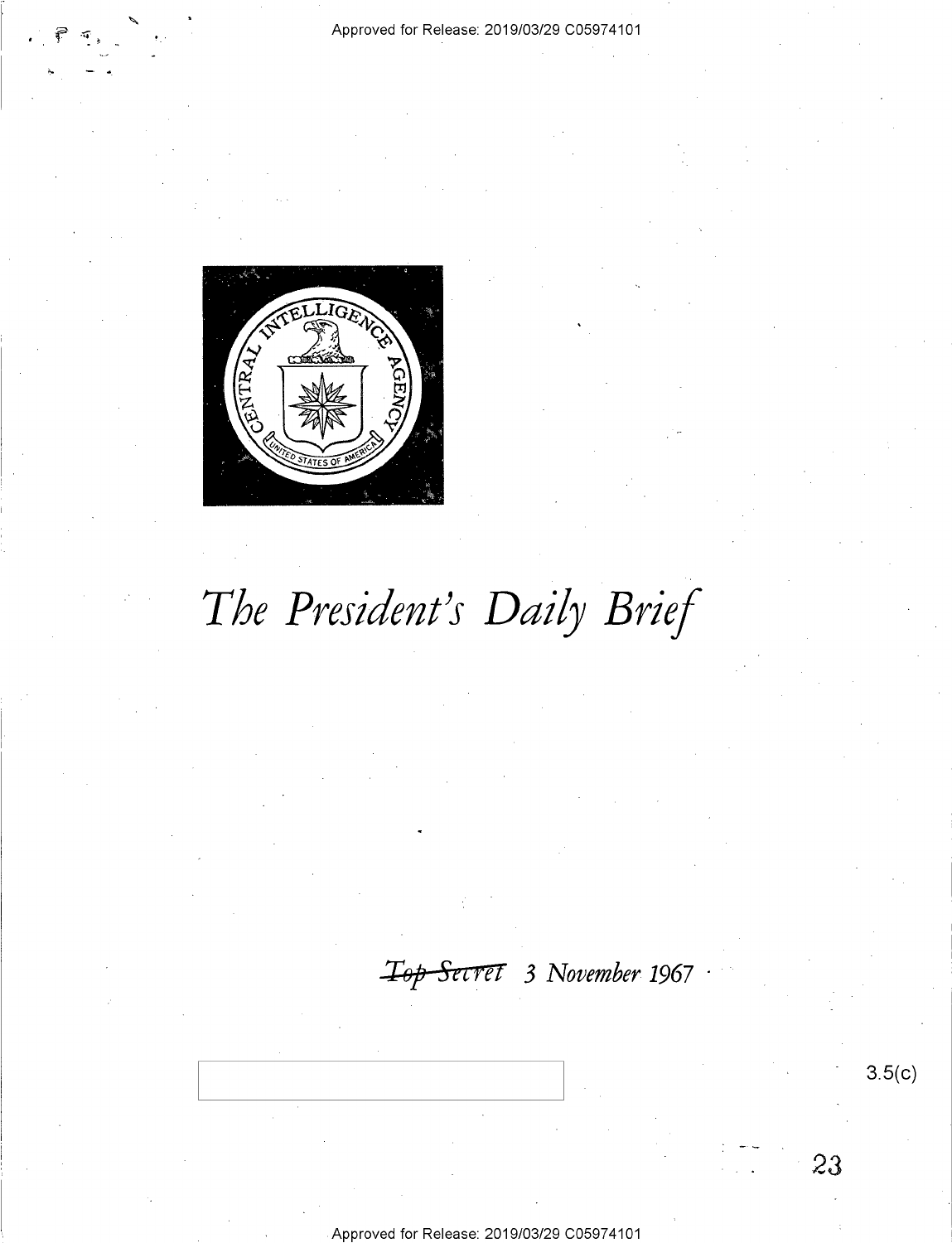# *The President's Daily Brief*

~~Top Secret~~ 3 November 1967

3.5(c)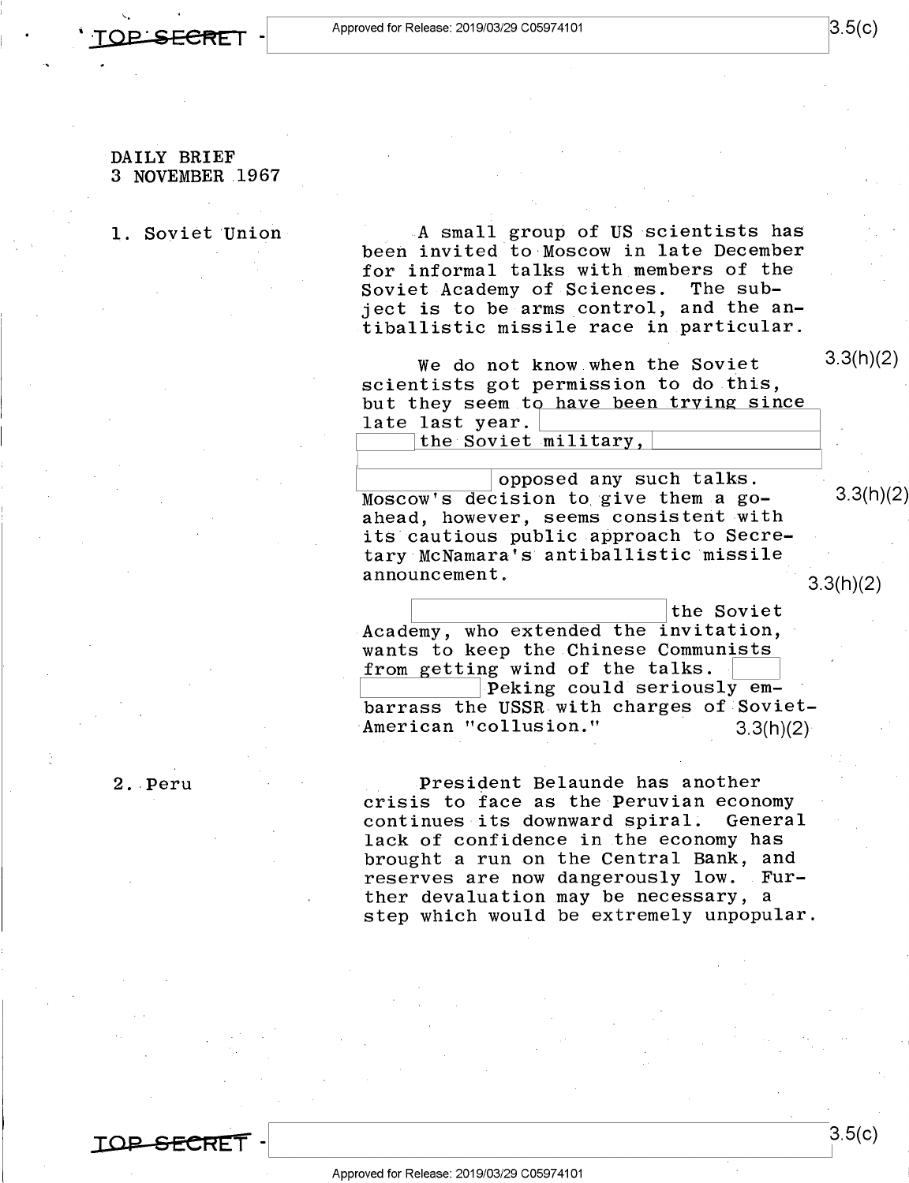DAILY BRIEF
3 NOVEMBER 1967

1. Soviet Union

A small group of US scientists has been invited to Moscow in late December for informal talks with members of the Soviet Academy of Sciences. The subject is to be arms control, and the antiballistic missile race in particular.

We do not know when the Soviet scientists got permission to do this, but they seem to have been trying since late last year. [redacted] the Soviet military, [redacted] opposed any such talks. Moscow's decision to give them a go-ahead, however, seems consistent with its cautious public approach to Secretary McNamara's antiballistic missile announcement.

[redacted] the Soviet Academy, who extended the invitation, wants to keep the Chinese Communists from getting wind of the talks. [redacted] Peking could seriously embarrass the USSR with charges of Soviet-American "collusion."

2. Peru

President Belaunde has another crisis to face as the Peruvian economy continues its downward spiral. General lack of confidence in the economy has brought a run on the Central Bank, and reserves are now dangerously low. Further devaluation may be necessary, a step which would be extremely unpopular.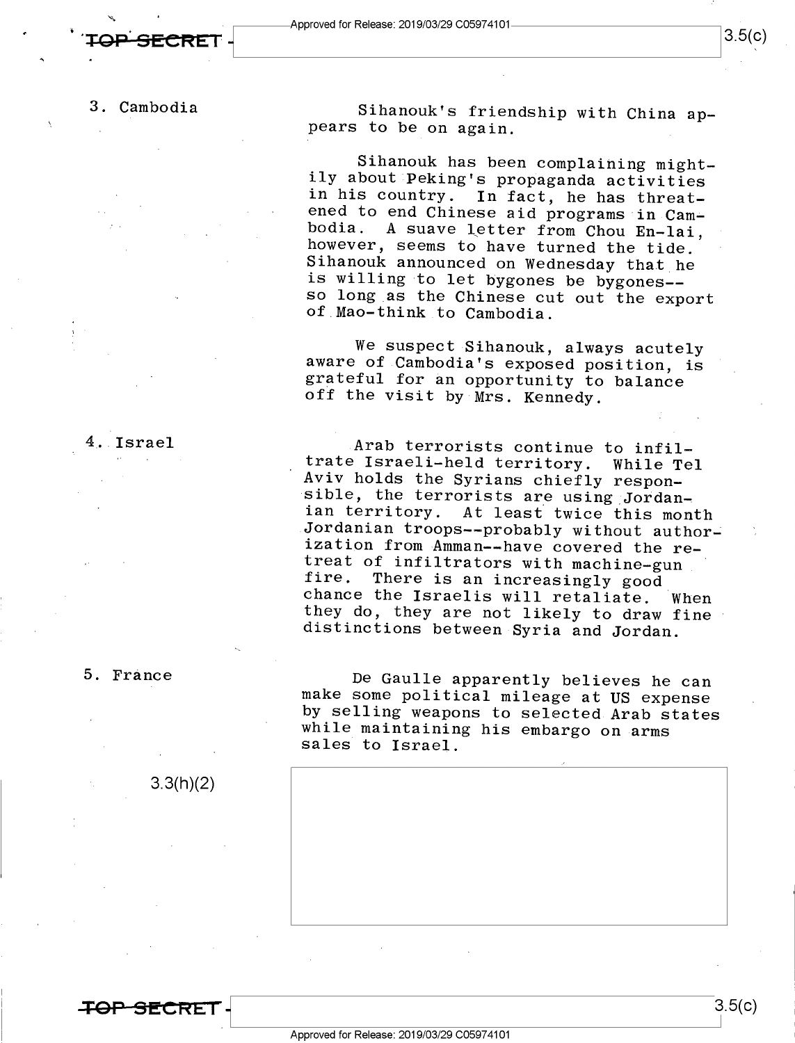3. Cambodia

Sihanouk's friendship with China appears to be on again.

Sihanouk has been complaining mightily about Peking's propaganda activities in his country. In fact, he has threatened to end Chinese aid programs in Cambodia. A suave letter from Chou En-lai, however, seems to have turned the tide. Sihanouk announced on Wednesday that he is willing to let bygones be bygones--so long as the Chinese cut out the export of Mao-think to Cambodia.

We suspect Sihanouk, always acutely aware of Cambodia's exposed position, is grateful for an opportunity to balance off the visit by Mrs. Kennedy.

4. Israel

Arab terrorists continue to infiltrate Israeli-held territory. While Tel Aviv holds the Syrians chiefly responsible, the terrorists are using Jordanian territory. At least twice this month Jordanian troops--probably without authorization from Amman--have covered the retreat of infiltrators with machine-gun fire. There is an increasingly good chance the Israelis will retaliate. When they do, they are not likely to draw fine distinctions between Syria and Jordan.

5. France

De Gaulle apparently believes he can make some political mileage at US expense by selling weapons to selected Arab states while maintaining his embargo on arms sales to Israel.

3.3(h)(2)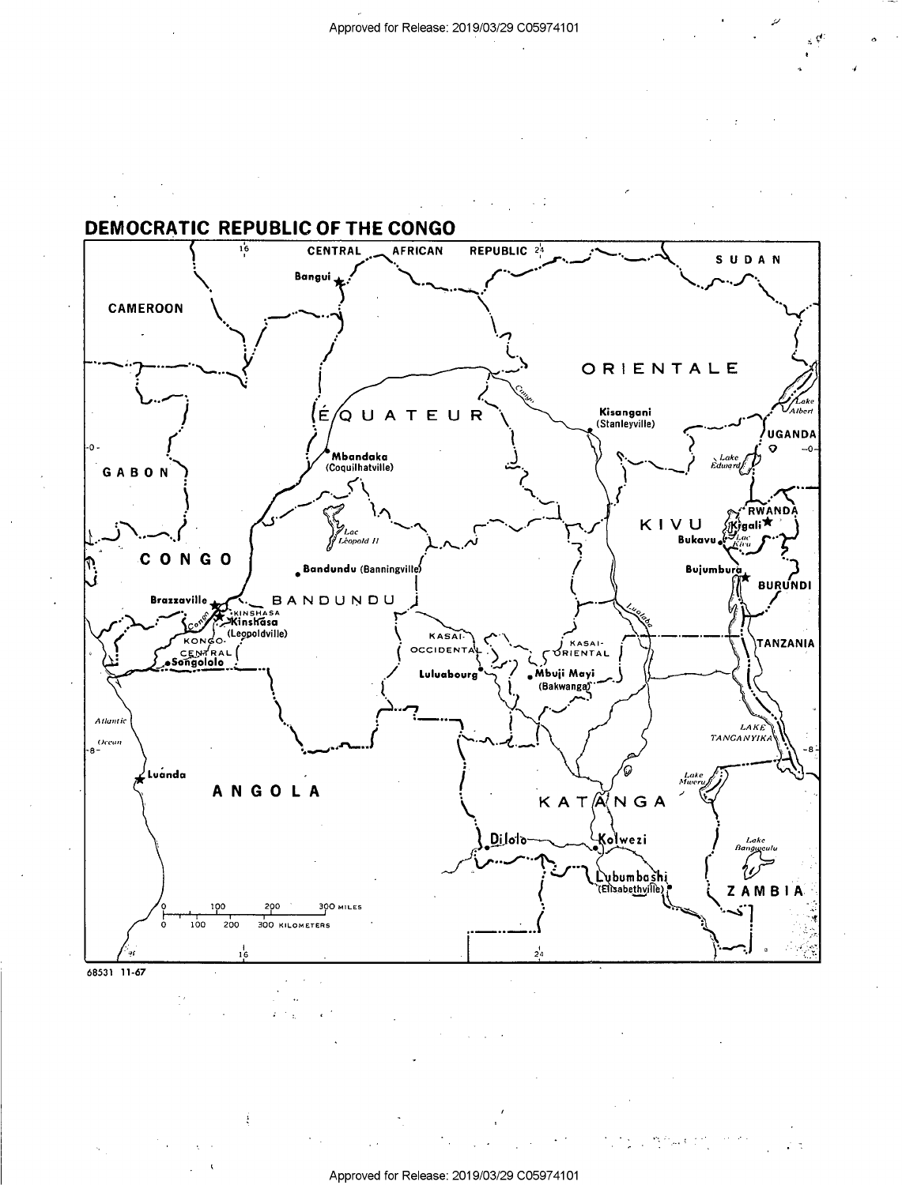## DEMOCRATIC REPUBLIC OF THE CONGO

68531 11-67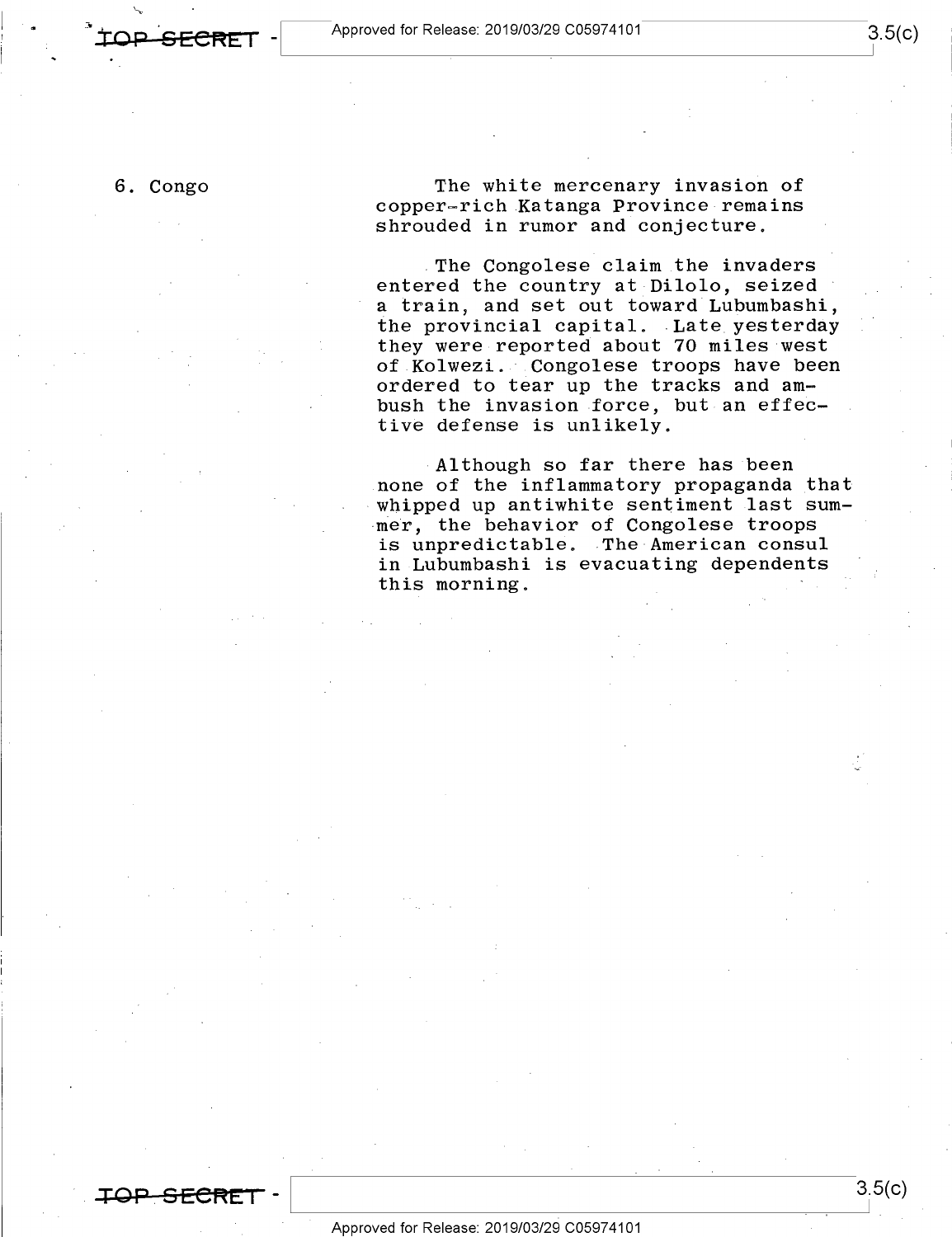6. Congo

The white mercenary invasion of copper-rich Katanga Province remains shrouded in rumor and conjecture.

The Congolese claim the invaders entered the country at Dilolo, seized a train, and set out toward Lubumbashi, the provincial capital. Late yesterday they were reported about 70 miles west of Kolwezi. Congolese troops have been ordered to tear up the tracks and ambush the invasion force, but an effective defense is unlikely.

Although so far there has been none of the inflammatory propaganda that whipped up antiwhite sentiment last summer, the behavior of Congolese troops is unpredictable. The American consul in Lubumbashi is evacuating dependents this morning.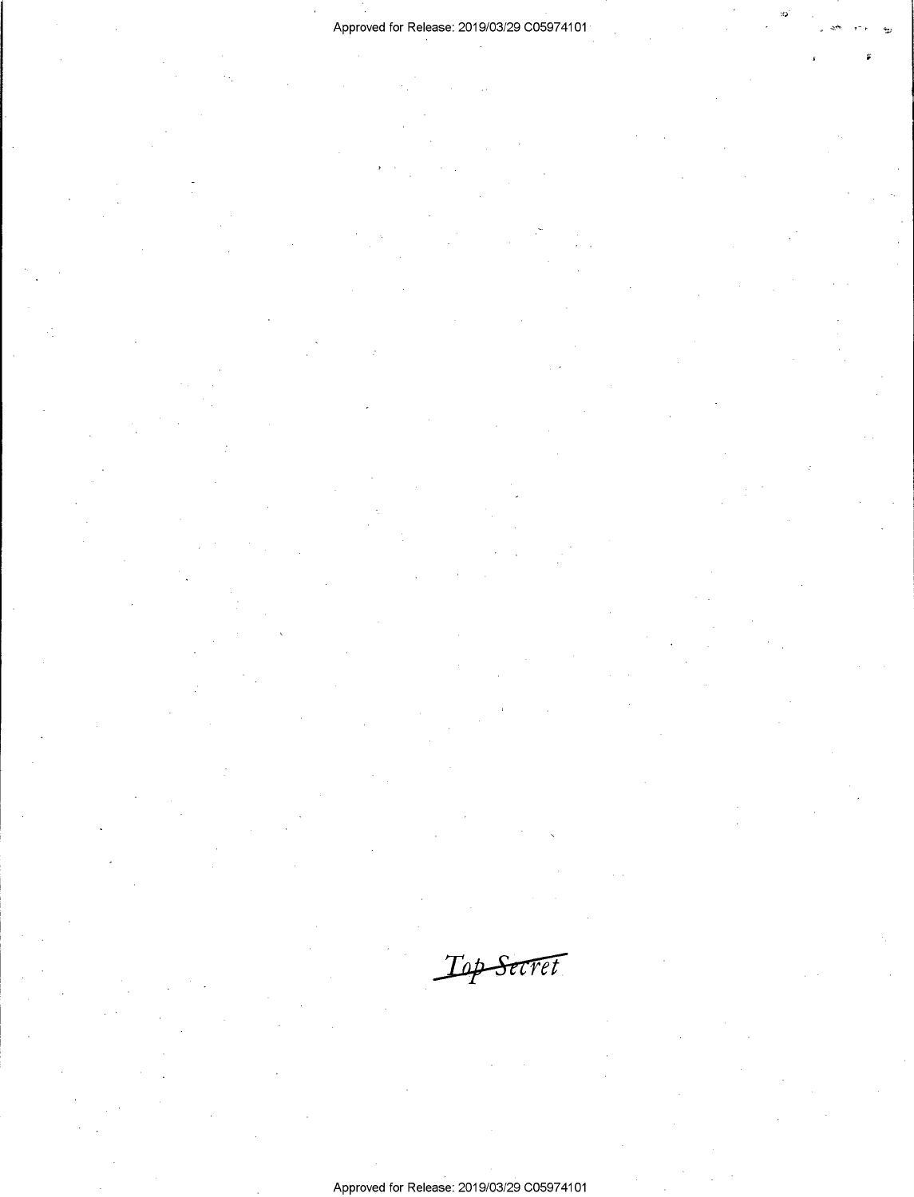~~Top Secret~~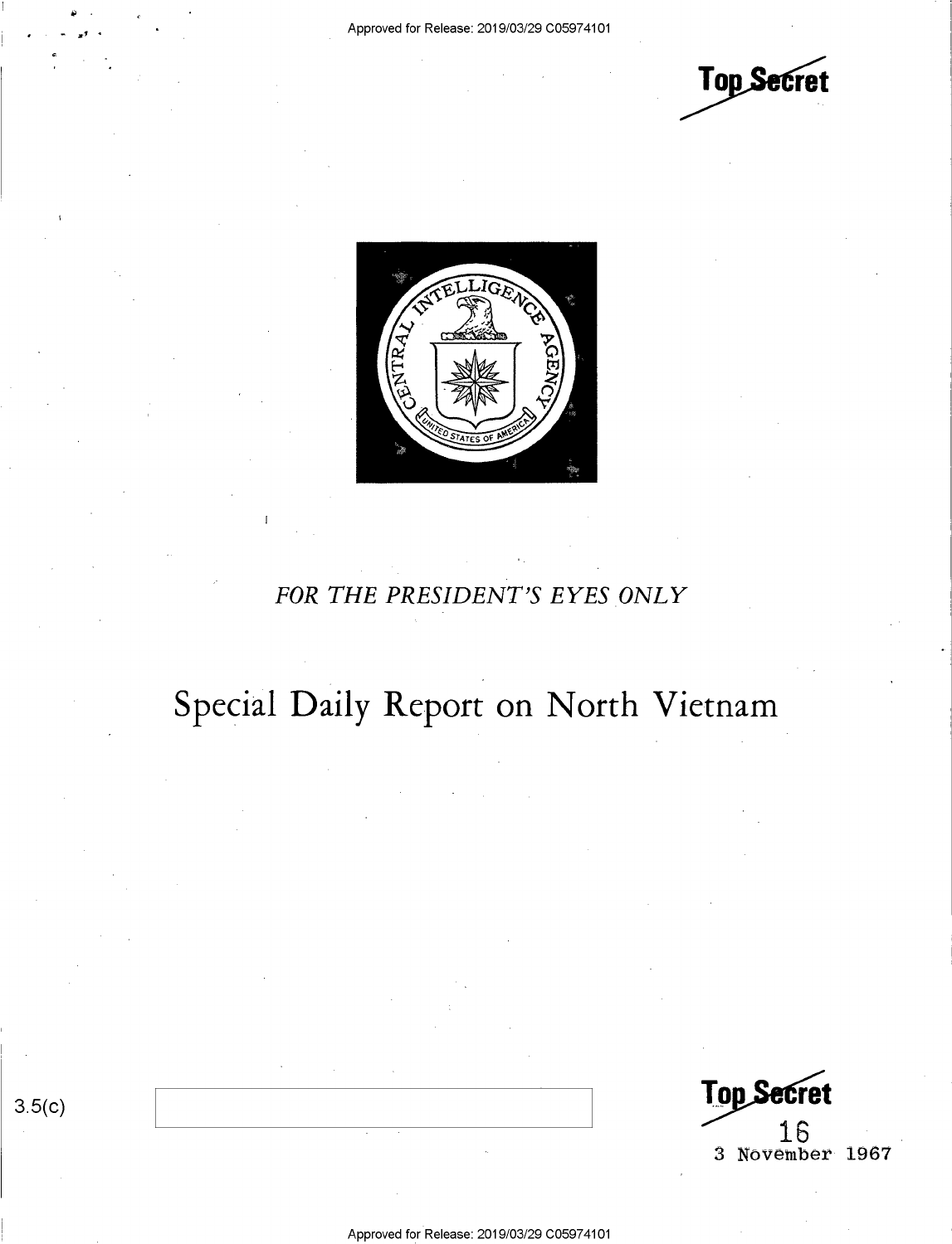Top Secret

FOR THE PRESIDENT'S EYES ONLY

# Special Daily Report on North Vietnam

3.5(c)

Top Secret

16

3 November 1967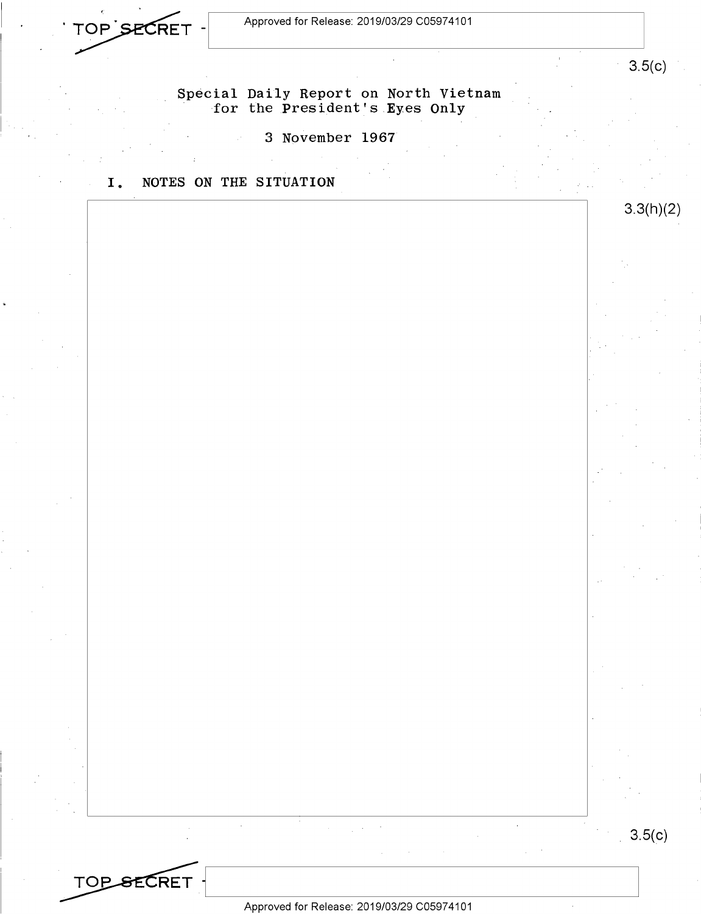3.5(c)

## Special Daily Report on North Vietnam for the President's Eyes Only

3 November 1967

### I. NOTES ON THE SITUATION

3.3(h)(2)

3.5(c)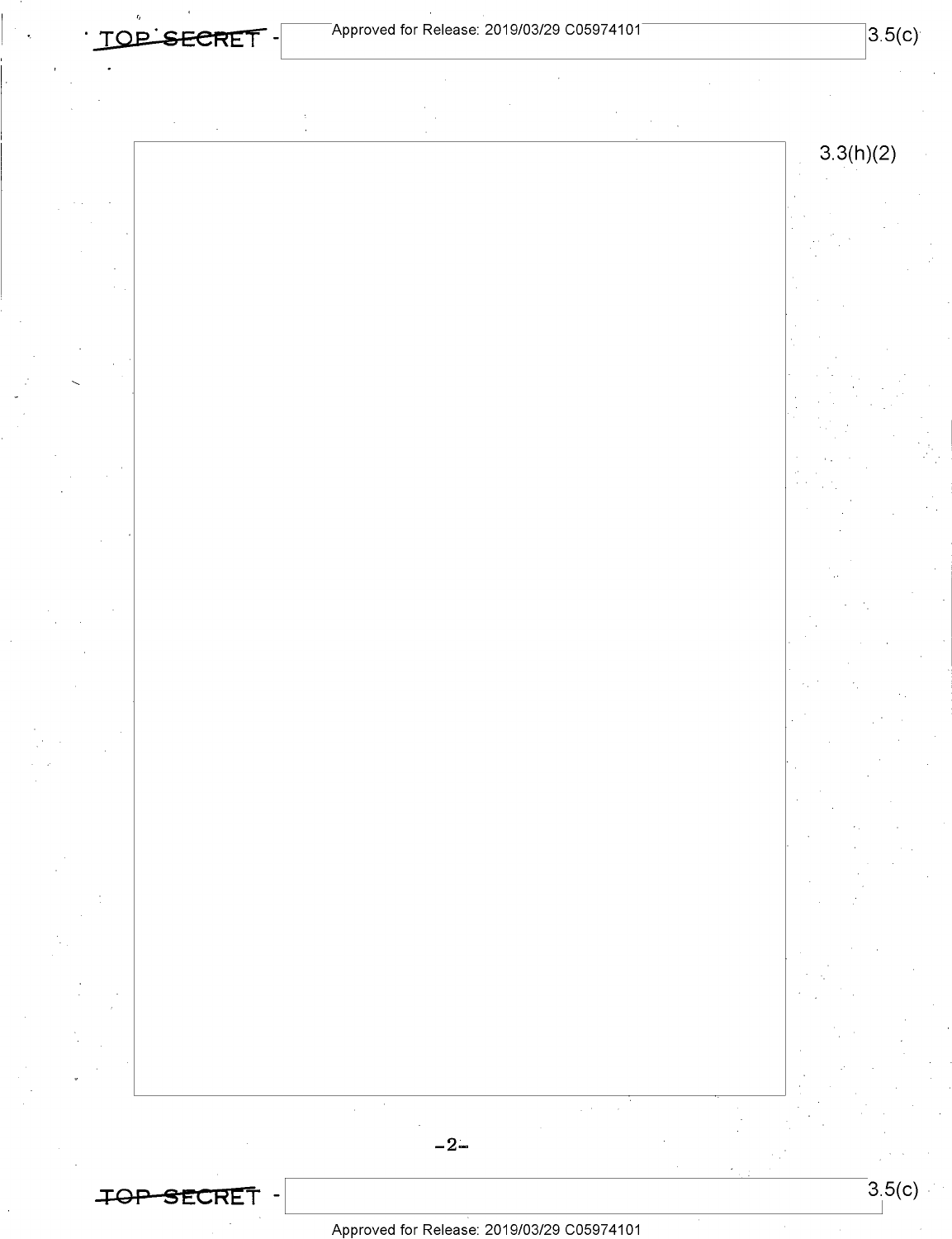3.3(h)(2)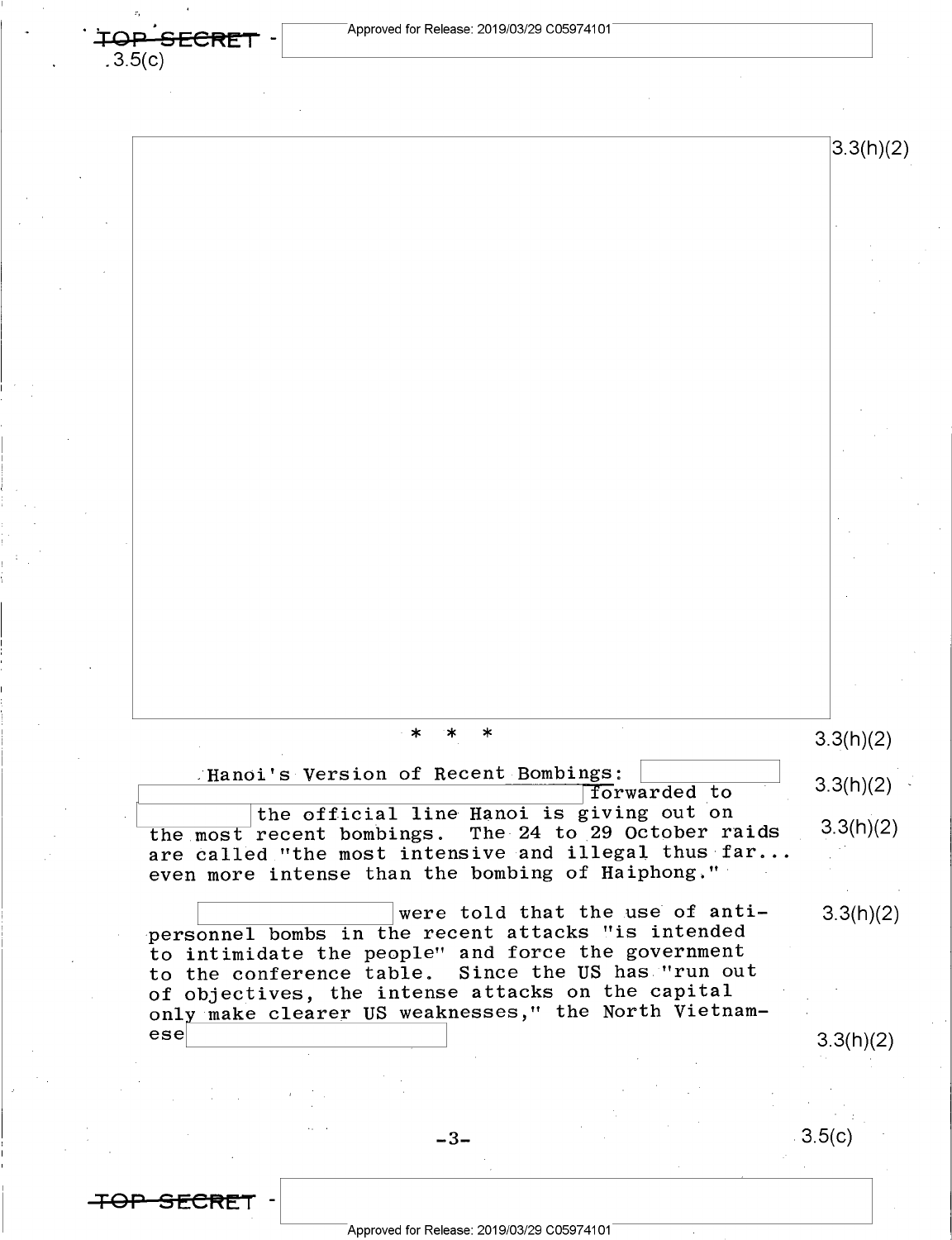* * *

**Hanoi's Version of Recent Bombings:** forwarded to the official line Hanoi is giving out on the most recent bombings. The 24 to 29 October raids are called "the most intensive and illegal thus far... even more intense than the bombing of Haiphong."

were told that the use of anti-personnel bombs in the recent attacks "is intended to intimidate the people" and force the government to the conference table. Since the US has "run out of objectives, the intense attacks on the capital only make clearer US weaknesses," the North Vietnamese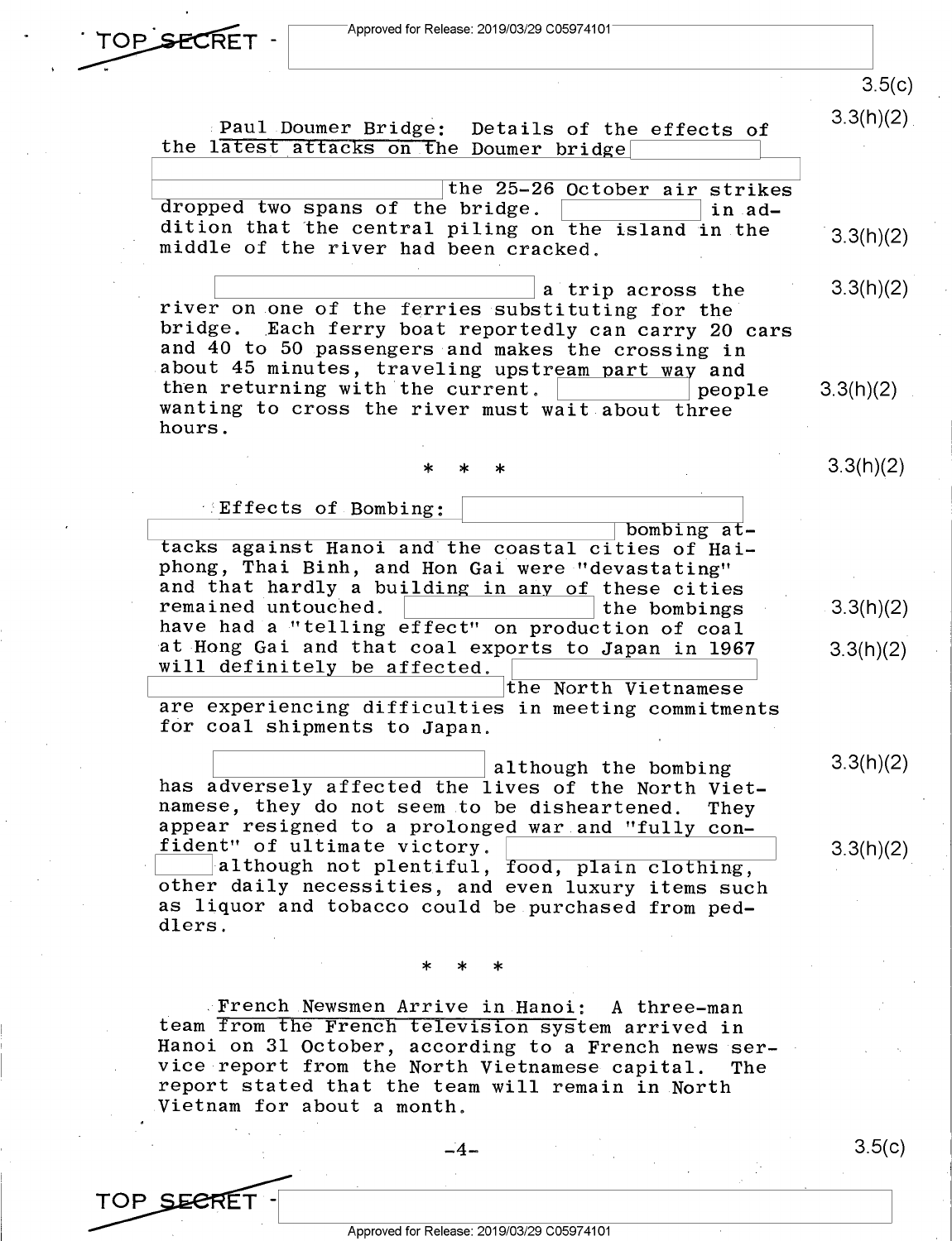Paul Doumer Bridge: Details of the effects of the latest attacks on the Doumer bridge

the 25-26 October air strikes dropped two spans of the bridge. in addition that the central piling on the island in the middle of the river had been cracked.

a trip across the river on one of the ferries substituting for the bridge. Each ferry boat reportedly can carry 20 cars and 40 to 50 passengers and makes the crossing in about 45 minutes, traveling upstream part way and then returning with the current. people wanting to cross the river must wait about three hours.

\* \* \*

Effects of Bombing: bombing attacks against Hanoi and the coastal cities of Haiphong, Thai Binh, and Hon Gai were "devastating" and that hardly a building in any of these cities remained untouched. the bombings have had a "telling effect" on production of coal at Hong Gai and that coal exports to Japan in 1967 will definitely be affected. the North Vietnamese are experiencing difficulties in meeting commitments for coal shipments to Japan.

although the bombing has adversely affected the lives of the North Vietnamese, they do not seem to be disheartened. They appear resigned to a prolonged war and "fully confident" of ultimate victory. although not plentiful, food, plain clothing, other daily necessities, and even luxury items such as liquor and tobacco could be purchased from peddlers.

\* \* \*

French Newsmen Arrive in Hanoi: A three-man team from the French television system arrived in Hanoi on 31 October, according to a French news service report from the North Vietnamese capital. The report stated that the team will remain in North Vietnam for about a month.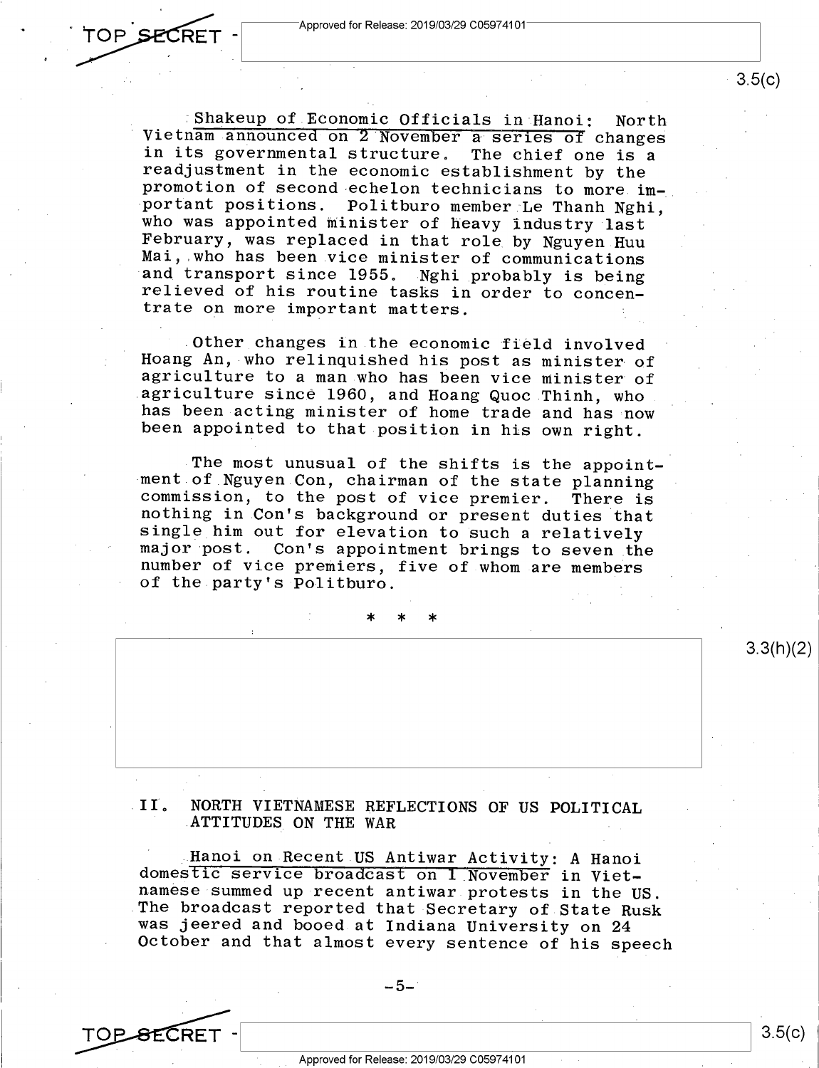Shakeup of Economic Officials in Hanoi: North Vietnam announced on 2 November a series of changes in its governmental structure. The chief one is a readjustment in the economic establishment by the promotion of second echelon technicians to more important positions. Politburo member Le Thanh Nghi, who was appointed minister of heavy industry last February, was replaced in that role by Nguyen Huu Mai, who has been vice minister of communications and transport since 1955. Nghi probably is being relieved of his routine tasks in order to concentrate on more important matters.

Other changes in the economic field involved Hoang An, who relinquished his post as minister of agriculture to a man who has been vice minister of agriculture since 1960, and Hoang Quoc Thinh, who has been acting minister of home trade and has now been appointed to that position in his own right.

The most unusual of the shifts is the appointment of Nguyen Con, chairman of the state planning commission, to the post of vice premier. There is nothing in Con's background or present duties that single him out for elevation to such a relatively major post. Con's appointment brings to seven the number of vice premiers, five of whom are members of the party's Politburo.

\* \* \*

## II. NORTH VIETNAMESE REFLECTIONS OF US POLITICAL ATTITUDES ON THE WAR

Hanoi on Recent US Antiwar Activity: A Hanoi domestic service broadcast on 1 November in Vietnamese summed up recent antiwar protests in the US. The broadcast reported that Secretary of State Rusk was jeered and booed at Indiana University on 24 October and that almost every sentence of his speech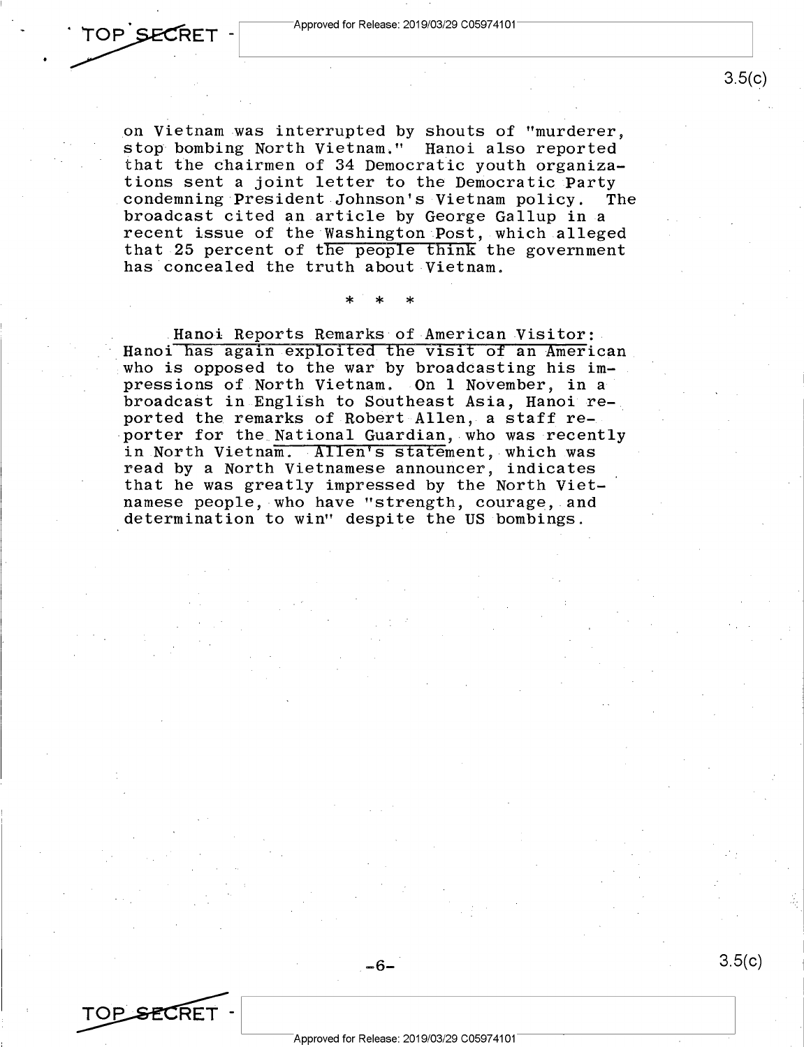on Vietnam was interrupted by shouts of "murderer, stop bombing North Vietnam." Hanoi also reported that the chairmen of 34 Democratic youth organizations sent a joint letter to the Democratic Party condemning President Johnson's Vietnam policy. The broadcast cited an article by George Gallup in a recent issue of the Washington Post, which alleged that 25 percent of the people think the government has concealed the truth about Vietnam.

\* \* \*

Hanoi Reports Remarks of American Visitor: Hanoi has again exploited the visit of an American who is opposed to the war by broadcasting his impressions of North Vietnam. On 1 November, in a broadcast in English to Southeast Asia, Hanoi reported the remarks of Robert Allen, a staff reporter for the National Guardian, who was recently in North Vietnam. Allen's statement, which was read by a North Vietnamese announcer, indicates that he was greatly impressed by the North Vietnamese people, who have "strength, courage, and determination to win" despite the US bombings.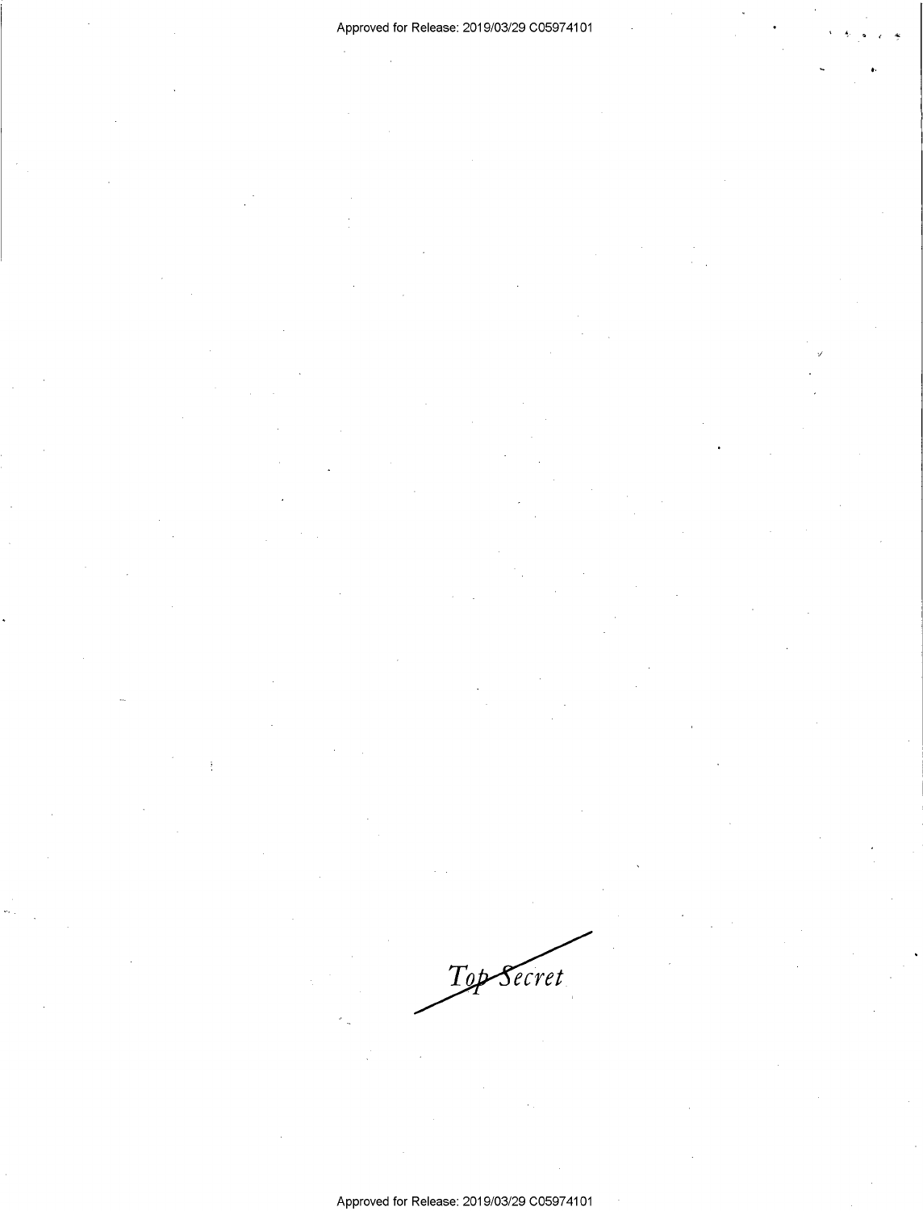Top Secret